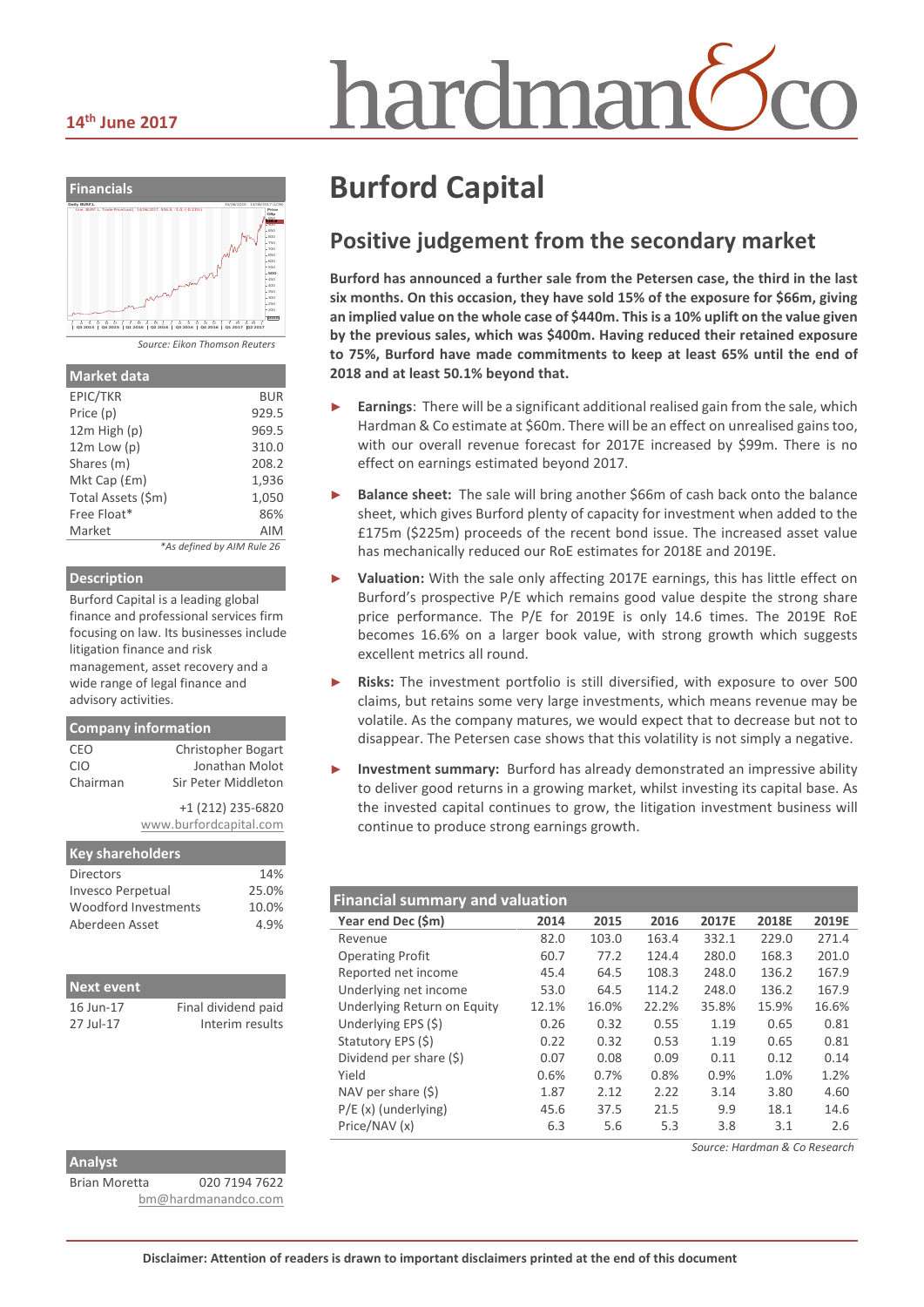14th June 2017

# Burford Capital

## Positive judgement from the secondary market

**Burford has announced a further sale from the Petersen case, the third in the last six months. On this occasion, they have sold 15% of the exposure for $66m, giving an implied value on the whole case of $440m. This is a 10% uplift on the value given by the previous sales, which was $400m. Having reduced their retained exposure to 75%, Burford have made commitments to keep at least 65% until the end of 2018 and at least 50.1% beyond that.**

- **Earnings**: There will be a significant additional realised gain from the sale, which Hardman & Co estimate at $60m. There will be an effect on unrealised gains too, with our overall revenue forecast for 2017E increased by $99m. There is no effect on earnings estimated beyond 2017.
- **Balance sheet:** The sale will bring another $66m of cash back onto the balance sheet, which gives Burford plenty of capacity for investment when added to the £175m ($225m) proceeds of the recent bond issue. The increased asset value has mechanically reduced our RoE estimates for 2018E and 2019E.
- **Valuation:** With the sale only affecting 2017E earnings, this has little effect on Burford's prospective P/E which remains good value despite the strong share price performance. The P/E for 2019E is only 14.6 times. The 2019E RoE becomes 16.6% on a larger book value, with strong growth which suggests excellent metrics all round.
- **Risks:** The investment portfolio is still diversified, with exposure to over 500 claims, but retains some very large investments, which means revenue may be volatile. As the company matures, we would expect that to decrease but not to disappear. The Petersen case shows that this volatility is not simply a negative.
- **Investment summary:** Burford has already demonstrated an impressive ability to deliver good returns in a growing market, whilst investing its capital base. As the invested capital continues to grow, the litigation investment business will continue to produce strong earnings growth.

### Financial summary and valuation

| Year end Dec ($m) | 2014 | 2015 | 2016 | 2017E | 2018E | 2019E |
|---|---|---|---|---|---|---|
| Revenue | 82.0 | 103.0 | 163.4 | 332.1 | 229.0 | 271.4 |
| Operating Profit | 60.7 | 77.2 | 124.4 | 280.0 | 168.3 | 201.0 |
| Reported net income | 45.4 | 64.5 | 108.3 | 248.0 | 136.2 | 167.9 |
| Underlying net income | 53.0 | 64.5 | 114.2 | 248.0 | 136.2 | 167.9 |
| Underlying Return on Equity | 12.1% | 16.0% | 22.2% | 35.8% | 15.9% | 16.6% |
| Underlying EPS ($) | 0.26 | 0.32 | 0.55 | 1.19 | 0.65 | 0.81 |
| Statutory EPS ($) | 0.22 | 0.32 | 0.53 | 1.19 | 0.65 | 0.81 |
| Dividend per share ($) | 0.07 | 0.08 | 0.09 | 0.11 | 0.12 | 0.14 |
| Yield | 0.6% | 0.7% | 0.8% | 0.9% | 1.0% | 1.2% |
| NAV per share ($) | 1.87 | 2.12 | 2.22 | 3.14 | 3.80 | 4.60 |
| P/E (x) (underlying) | 45.6 | 37.5 | 21.5 | 9.9 | 18.1 | 14.6 |
| Price/NAV (x) | 6.3 | 5.6 | 5.3 | 3.8 | 3.1 | 2.6 |

*Source: Hardman & Co Research*

### Financials

*Source: Eikon Thomson Reuters*

### Market data

| | |
|---|---|
| EPIC/TKR | BUR |
| Price (p) | 929.5 |
| 12m High (p) | 969.5 |
| 12m Low (p) | 310.0 |
| Shares (m) | 208.2 |
| Mkt Cap (£m) | 1,936 |
| Total Assets ($m) | 1,050 |
| Free Float* | 86% |
| Market | AIM |

*As defined by AIM Rule 26*

### Description

Burford Capital is a leading global finance and professional services firm focusing on law. Its businesses include litigation finance and risk management, asset recovery and a wide range of legal finance and advisory activities.

### Company information

| | |
|---|---|
| CEO | Christopher Bogart |
| CIO | Jonathan Molot |
| Chairman | Sir Peter Middleton |

+1 (212) 235-6820
www.burfordcapital.com

### Key shareholders

| | |
|---|---|
| Directors | 14% |
| Invesco Perpetual | 25.0% |
| Woodford Investments | 10.0% |
| Aberdeen Asset | 4.9% |

### Next event

| | |
|---|---|
| 16 Jun-17 | Final dividend paid |
| 27 Jul-17 | Interim results |

### Analyst

Brian Moretta 020 7194 7622
bm@hardmanandco.com

**Disclaimer: Attention of readers is drawn to important disclaimers printed at the end of this document**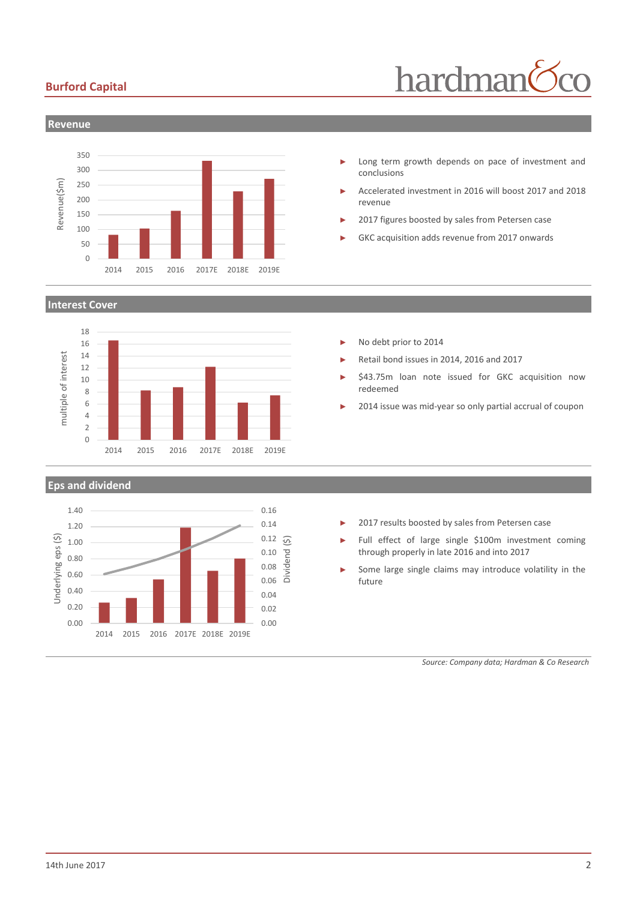## Revenue

- Long term growth depends on pace of investment and conclusions
- Accelerated investment in 2016 will boost 2017 and 2018 revenue
- 2017 figures boosted by sales from Petersen case
- GKC acquisition adds revenue from 2017 onwards

## Interest Cover

- No debt prior to 2014
- Retail bond issues in 2014, 2016 and 2017
- $43.75m loan note issued for GKC acquisition now redeemed
- 2014 issue was mid-year so only partial accrual of coupon

## Eps and dividend

- 2017 results boosted by sales from Petersen case
- Full effect of large single $100m investment coming through properly in late 2016 and into 2017
- Some large single claims may introduce volatility in the future

*Source: Company data; Hardman & Co Research*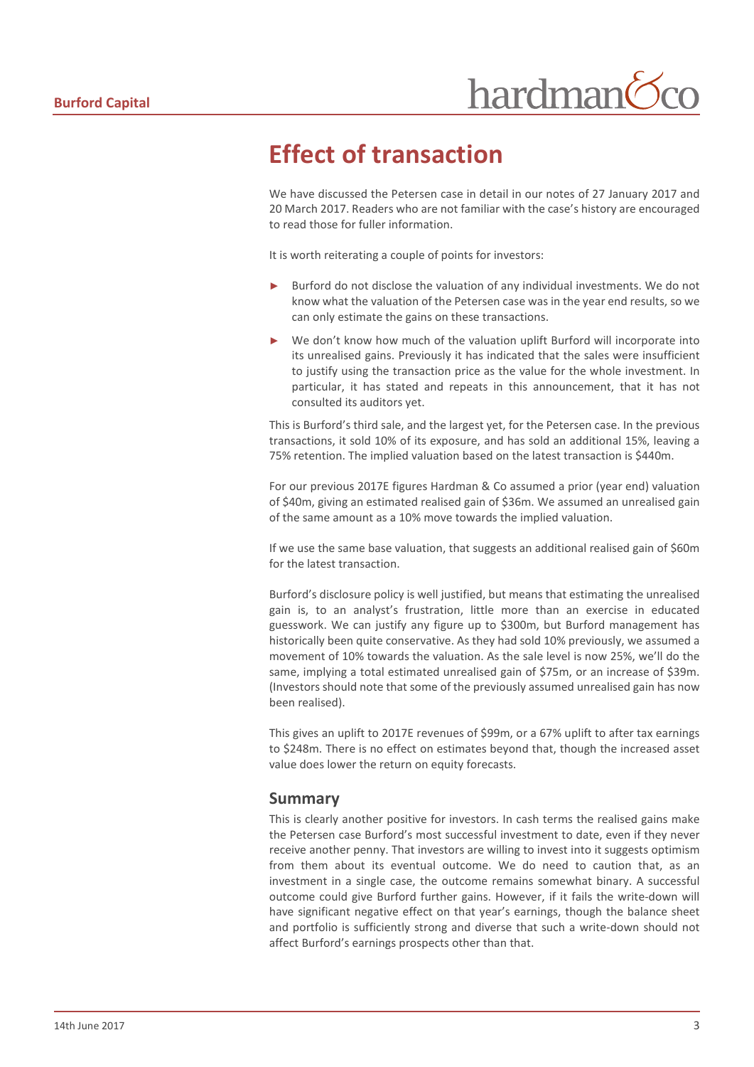# Effect of transaction

We have discussed the Petersen case in detail in our notes of 27 January 2017 and 20 March 2017. Readers who are not familiar with the case's history are encouraged to read those for fuller information.

It is worth reiterating a couple of points for investors:

- Burford do not disclose the valuation of any individual investments. We do not know what the valuation of the Petersen case was in the year end results, so we can only estimate the gains on these transactions.
- We don't know how much of the valuation uplift Burford will incorporate into its unrealised gains. Previously it has indicated that the sales were insufficient to justify using the transaction price as the value for the whole investment. In particular, it has stated and repeats in this announcement, that it has not consulted its auditors yet.

This is Burford's third sale, and the largest yet, for the Petersen case. In the previous transactions, it sold 10% of its exposure, and has sold an additional 15%, leaving a 75% retention. The implied valuation based on the latest transaction is $440m.

For our previous 2017E figures Hardman & Co assumed a prior (year end) valuation of $40m, giving an estimated realised gain of $36m. We assumed an unrealised gain of the same amount as a 10% move towards the implied valuation.

If we use the same base valuation, that suggests an additional realised gain of $60m for the latest transaction.

Burford's disclosure policy is well justified, but means that estimating the unrealised gain is, to an analyst's frustration, little more than an exercise in educated guesswork. We can justify any figure up to $300m, but Burford management has historically been quite conservative. As they had sold 10% previously, we assumed a movement of 10% towards the valuation. As the sale level is now 25%, we'll do the same, implying a total estimated unrealised gain of $75m, or an increase of $39m. (Investors should note that some of the previously assumed unrealised gain has now been realised).

This gives an uplift to 2017E revenues of $99m, or a 67% uplift to after tax earnings to $248m. There is no effect on estimates beyond that, though the increased asset value does lower the return on equity forecasts.

## Summary

This is clearly another positive for investors. In cash terms the realised gains make the Petersen case Burford's most successful investment to date, even if they never receive another penny. That investors are willing to invest into it suggests optimism from them about its eventual outcome. We do need to caution that, as an investment in a single case, the outcome remains somewhat binary. A successful outcome could give Burford further gains. However, if it fails the write-down will have significant negative effect on that year's earnings, though the balance sheet and portfolio is sufficiently strong and diverse that such a write-down should not affect Burford's earnings prospects other than that.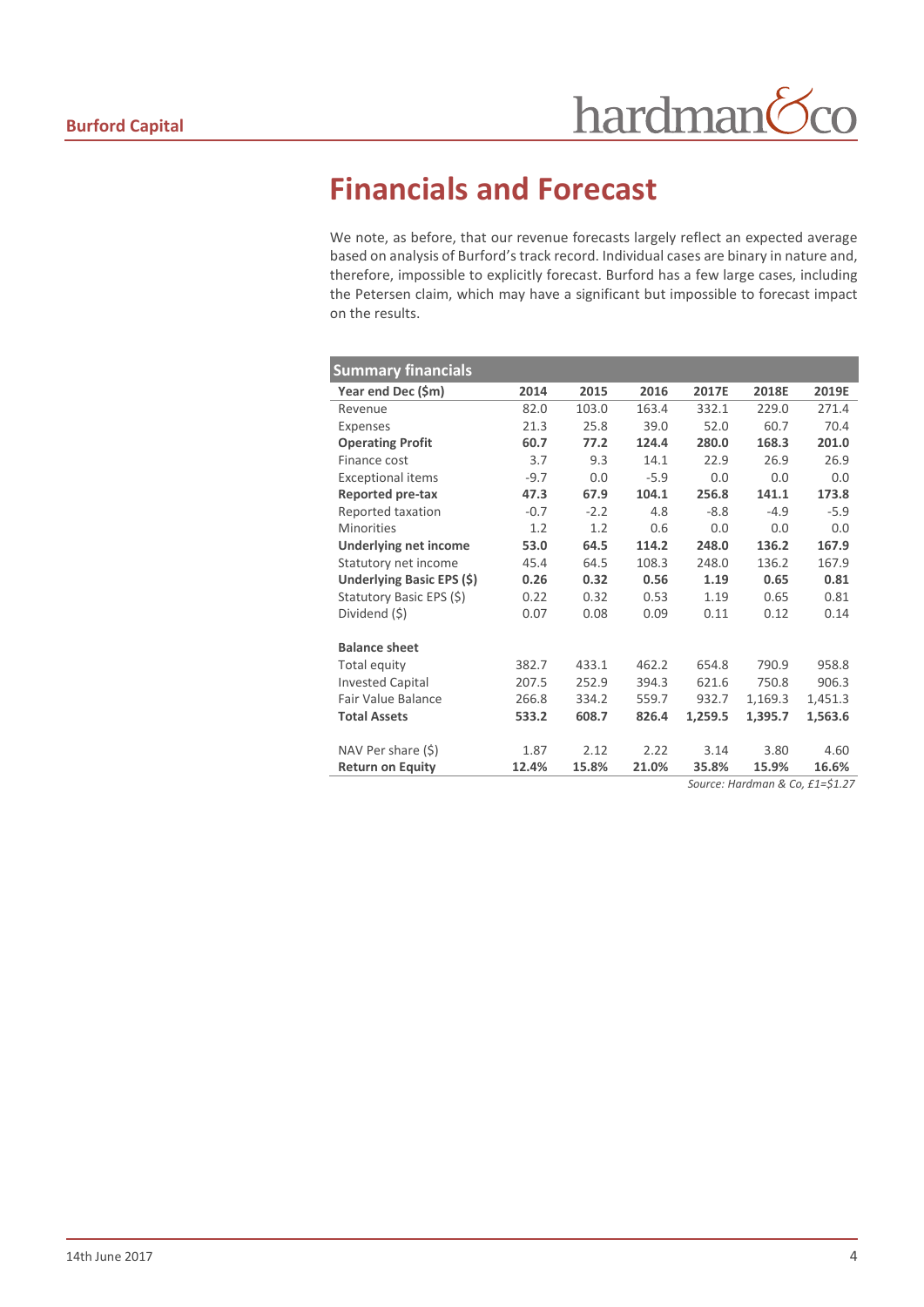# Financials and Forecast

We note, as before, that our revenue forecasts largely reflect an expected average based on analysis of Burford's track record. Individual cases are binary in nature and, therefore, impossible to explicitly forecast. Burford has a few large cases, including the Petersen claim, which may have a significant but impossible to forecast impact on the results.

| **Summary financials** | | | | | | |
|---|---|---|---|---|---|---|
| **Year end Dec ($m)** | **2014** | **2015** | **2016** | **2017E** | **2018E** | **2019E** |
| Revenue | 82.0 | 103.0 | 163.4 | 332.1 | 229.0 | 271.4 |
| Expenses | 21.3 | 25.8 | 39.0 | 52.0 | 60.7 | 70.4 |
| **Operating Profit** | **60.7** | **77.2** | **124.4** | **280.0** | **168.3** | **201.0** |
| Finance cost | 3.7 | 9.3 | 14.1 | 22.9 | 26.9 | 26.9 |
| Exceptional items | -9.7 | 0.0 | -5.9 | 0.0 | 0.0 | 0.0 |
| **Reported pre-tax** | **47.3** | **67.9** | **104.1** | **256.8** | **141.1** | **173.8** |
| Reported taxation | -0.7 | -2.2 | 4.8 | -8.8 | -4.9 | -5.9 |
| Minorities | 1.2 | 1.2 | 0.6 | 0.0 | 0.0 | 0.0 |
| **Underlying net income** | **53.0** | **64.5** | **114.2** | **248.0** | **136.2** | **167.9** |
| Statutory net income | 45.4 | 64.5 | 108.3 | 248.0 | 136.2 | 167.9 |
| **Underlying Basic EPS ($)** | **0.26** | **0.32** | **0.56** | **1.19** | **0.65** | **0.81** |
| Statutory Basic EPS ($) | 0.22 | 0.32 | 0.53 | 1.19 | 0.65 | 0.81 |
| Dividend ($) | 0.07 | 0.08 | 0.09 | 0.11 | 0.12 | 0.14 |
| | | | | | | |
| **Balance sheet** | | | | | | |
| Total equity | 382.7 | 433.1 | 462.2 | 654.8 | 790.9 | 958.8 |
| Invested Capital | 207.5 | 252.9 | 394.3 | 621.6 | 750.8 | 906.3 |
| Fair Value Balance | 266.8 | 334.2 | 559.7 | 932.7 | 1,169.3 | 1,451.3 |
| **Total Assets** | **533.2** | **608.7** | **826.4** | **1,259.5** | **1,395.7** | **1,563.6** |
| | | | | | | |
| NAV Per share ($) | 1.87 | 2.12 | 2.22 | 3.14 | 3.80 | 4.60 |
| **Return on Equity** | **12.4%** | **15.8%** | **21.0%** | **35.8%** | **15.9%** | **16.6%** |

*Source: Hardman & Co, £1=$1.27*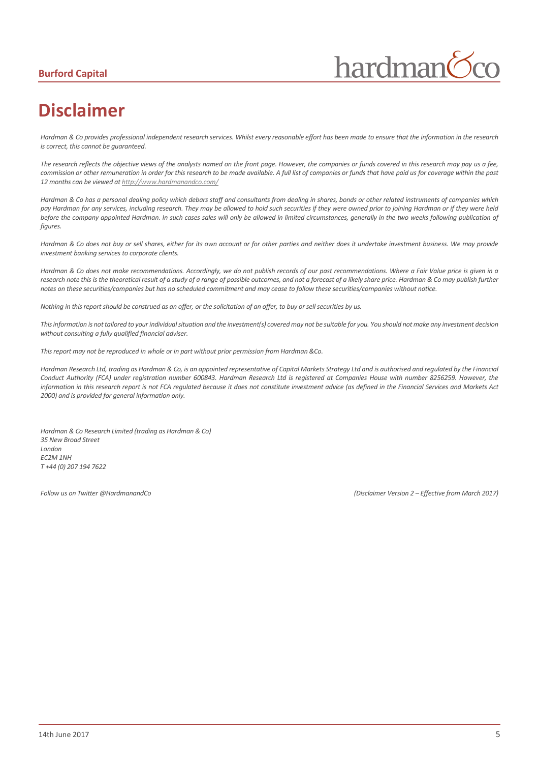# Disclaimer

*Hardman & Co provides professional independent research services. Whilst every reasonable effort has been made to ensure that the information in the research is correct, this cannot be guaranteed.*

*The research reflects the objective views of the analysts named on the front page. However, the companies or funds covered in this research may pay us a fee, commission or other remuneration in order for this research to be made available. A full list of companies or funds that have paid us for coverage within the past 12 months can be viewed at [http://www.hardmanandco.com/](http://www.hardmanandco.com/)*

*Hardman & Co has a personal dealing policy which debars staff and consultants from dealing in shares, bonds or other related instruments of companies which pay Hardman for any services, including research. They may be allowed to hold such securities if they were owned prior to joining Hardman or if they were held before the company appointed Hardman. In such cases sales will only be allowed in limited circumstances, generally in the two weeks following publication of figures.*

*Hardman & Co does not buy or sell shares, either for its own account or for other parties and neither does it undertake investment business. We may provide investment banking services to corporate clients.*

*Hardman & Co does not make recommendations. Accordingly, we do not publish records of our past recommendations. Where a Fair Value price is given in a research note this is the theoretical result of a study of a range of possible outcomes, and not a forecast of a likely share price. Hardman & Co may publish further notes on these securities/companies but has no scheduled commitment and may cease to follow these securities/companies without notice.*

*Nothing in this report should be construed as an offer, or the solicitation of an offer, to buy or sell securities by us.*

*This information is not tailored to your individual situation and the investment(s) covered may not be suitable for you. You should not make any investment decision without consulting a fully qualified financial adviser.*

*This report may not be reproduced in whole or in part without prior permission from Hardman &Co.*

*Hardman Research Ltd, trading as Hardman & Co, is an appointed representative of Capital Markets Strategy Ltd and is authorised and regulated by the Financial Conduct Authority (FCA) under registration number 600843. Hardman Research Ltd is registered at Companies House with number 8256259. However, the information in this research report is not FCA regulated because it does not constitute investment advice (as defined in the Financial Services and Markets Act 2000) and is provided for general information only.*

*Hardman & Co Research Limited (trading as Hardman & Co)*
*35 New Broad Street*
*London*
*EC2M 1NH*
*T +44 (0) 207 194 7622*

*Follow us on Twitter @HardmanandCo*

*(Disclaimer Version 2 – Effective from March 2017)*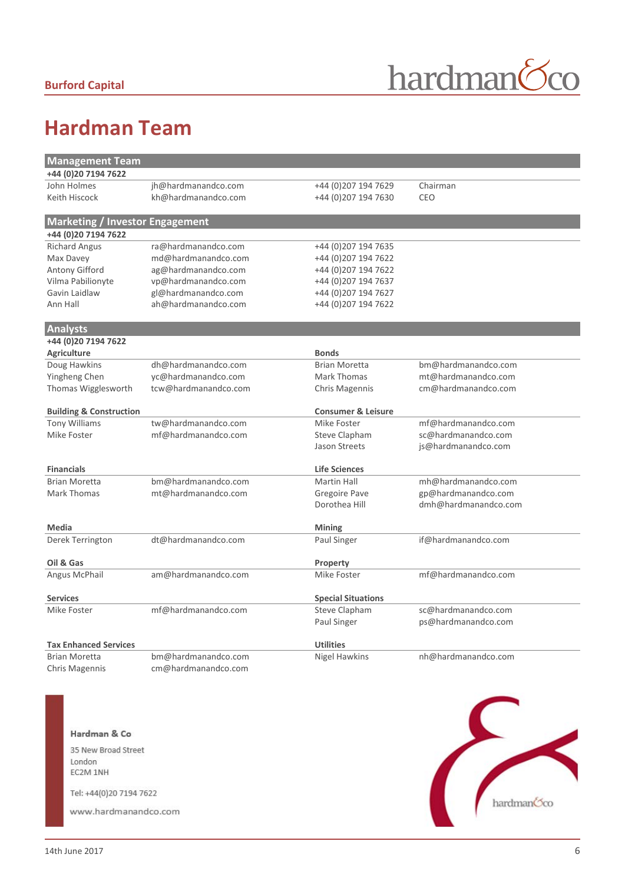# Hardman Team

| Management Team | | | |
|---|---|---|---|
| **+44 (0)20 7194 7622** | | | |
| John Holmes | jh@hardmanandco.com | +44 (0)207 194 7629 | Chairman |
| Keith Hiscock | kh@hardmanandco.com | +44 (0)207 194 7630 | CEO |

| Marketing / Investor Engagement | | |
|---|---|---|
| **+44 (0)20 7194 7622** | | |
| Richard Angus | ra@hardmanandco.com | +44 (0)207 194 7635 |
| Max Davey | md@hardmanandco.com | +44 (0)207 194 7622 |
| Antony Gifford | ag@hardmanandco.com | +44 (0)207 194 7622 |
| Vilma Pabilionyte | vp@hardmanandco.com | +44 (0)207 194 7637 |
| Gavin Laidlaw | gl@hardmanandco.com | +44 (0)207 194 7627 |
| Ann Hall | ah@hardmanandco.com | +44 (0)207 194 7622 |

## Analysts

**+44 (0)20 7194 7622**

| | | | |
|---|---|---|---|
| **Agriculture** | | **Bonds** | |
| Doug Hawkins | dh@hardmanandco.com | Brian Moretta | bm@hardmanandco.com |
| Yingheng Chen | yc@hardmanandco.com | Mark Thomas | mt@hardmanandco.com |
| Thomas Wigglesworth | tcw@hardmanandco.com | Chris Magennis | cm@hardmanandco.com |
| **Building & Construction** | | **Consumer & Leisure** | |
| Tony Williams | tw@hardmanandco.com | Mike Foster | mf@hardmanandco.com |
| Mike Foster | mf@hardmanandco.com | Steve Clapham | sc@hardmanandco.com |
| | | Jason Streets | js@hardmanandco.com |
| **Financials** | | **Life Sciences** | |
| Brian Moretta | bm@hardmanandco.com | Martin Hall | mh@hardmanandco.com |
| Mark Thomas | mt@hardmanandco.com | Gregoire Pave | gp@hardmanandco.com |
| | | Dorothea Hill | dmh@hardmanandco.com |
| **Media** | | **Mining** | |
| Derek Terrington | dt@hardmanandco.com | Paul Singer | if@hardmanandco.com |
| **Oil & Gas** | | **Property** | |
| Angus McPhail | am@hardmanandco.com | Mike Foster | mf@hardmanandco.com |
| **Services** | | **Special Situations** | |
| Mike Foster | mf@hardmanandco.com | Steve Clapham | sc@hardmanandco.com |
| | | Paul Singer | ps@hardmanandco.com |
| **Tax Enhanced Services** | | **Utilities** | |
| Brian Moretta | bm@hardmanandco.com | Nigel Hawkins | nh@hardmanandco.com |
| Chris Magennis | cm@hardmanandco.com | | |

**Hardman & Co**

35 New Broad Street
London
EC2M 1NH

Tel: +44(0)20 7194 7622

www.hardmanandco.com